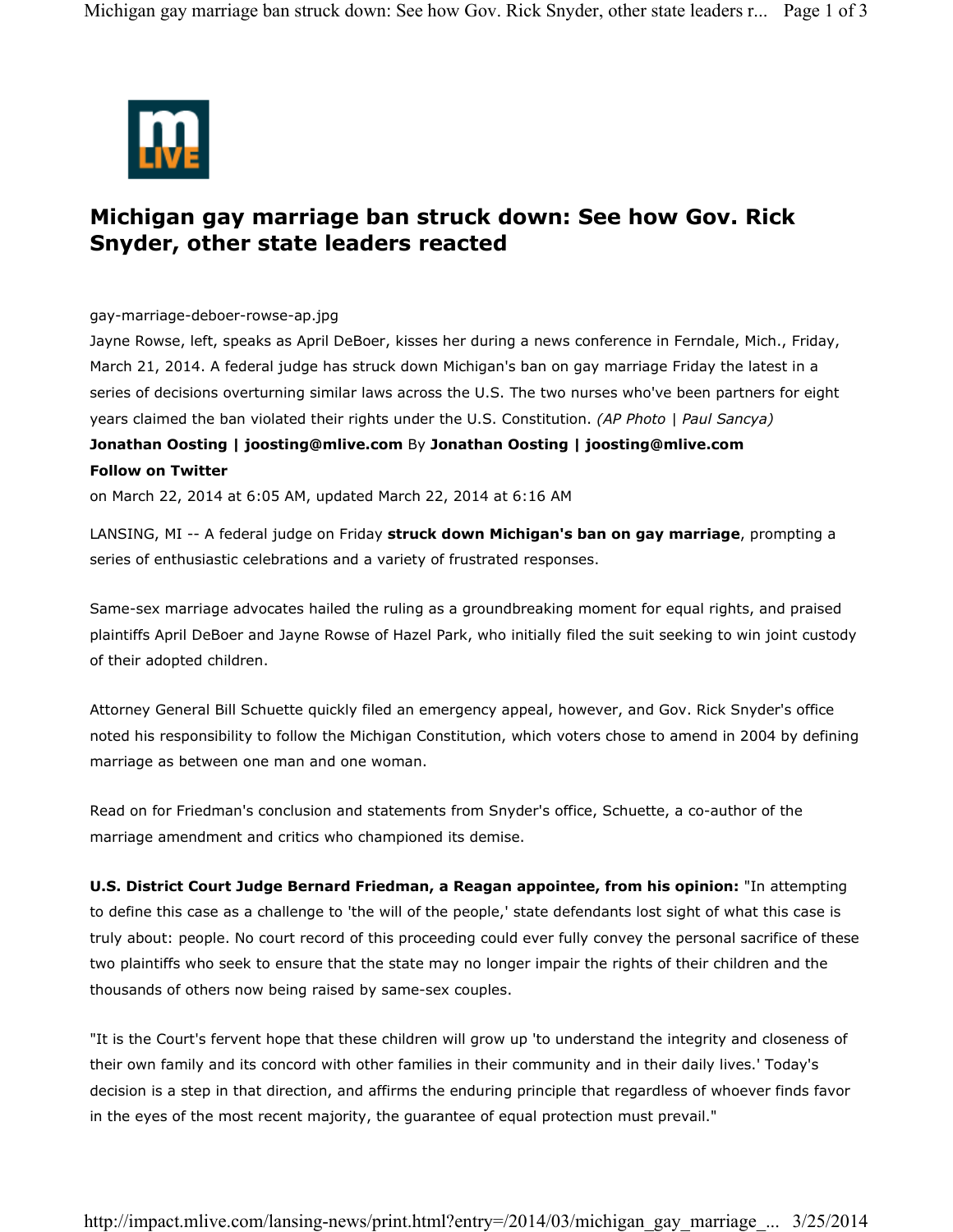# Michigan gay marriage ban struck down: See how Gov. Rick Snyder, other state leaders reacted

gay-marriage-deboer-rowse-ap.jpg

Jayne Rowse, left, speaks as April DeBoer, kisses her during a news conference in Ferndale, Mich., Friday, March 21, 2014. A federal judge has struck down Michigan's ban on gay marriage Friday the latest in a series of decisions overturning similar laws across the U.S. The two nurses who've been partners for eight years claimed the ban violated their rights under the U.S. Constitution. *(AP Photo | Paul Sancya)*

**Jonathan Oosting | joosting@mlive.com** By **Jonathan Oosting | joosting@mlive.com**

**Follow on Twitter**

on March 22, 2014 at 6:05 AM, updated March 22, 2014 at 6:16 AM

LANSING, MI -- A federal judge on Friday **struck down Michigan's ban on gay marriage**, prompting a series of enthusiastic celebrations and a variety of frustrated responses.

Same-sex marriage advocates hailed the ruling as a groundbreaking moment for equal rights, and praised plaintiffs April DeBoer and Jayne Rowse of Hazel Park, who initially filed the suit seeking to win joint custody of their adopted children.

Attorney General Bill Schuette quickly filed an emergency appeal, however, and Gov. Rick Snyder's office noted his responsibility to follow the Michigan Constitution, which voters chose to amend in 2004 by defining marriage as between one man and one woman.

Read on for Friedman's conclusion and statements from Snyder's office, Schuette, a co-author of the marriage amendment and critics who championed its demise.

**U.S. District Court Judge Bernard Friedman, a Reagan appointee, from his opinion:** "In attempting to define this case as a challenge to 'the will of the people,' state defendants lost sight of what this case is truly about: people. No court record of this proceeding could ever fully convey the personal sacrifice of these two plaintiffs who seek to ensure that the state may no longer impair the rights of their children and the thousands of others now being raised by same-sex couples.

"It is the Court's fervent hope that these children will grow up 'to understand the integrity and closeness of their own family and its concord with other families in their community and in their daily lives.' Today's decision is a step in that direction, and affirms the enduring principle that regardless of whoever finds favor in the eyes of the most recent majority, the guarantee of equal protection must prevail."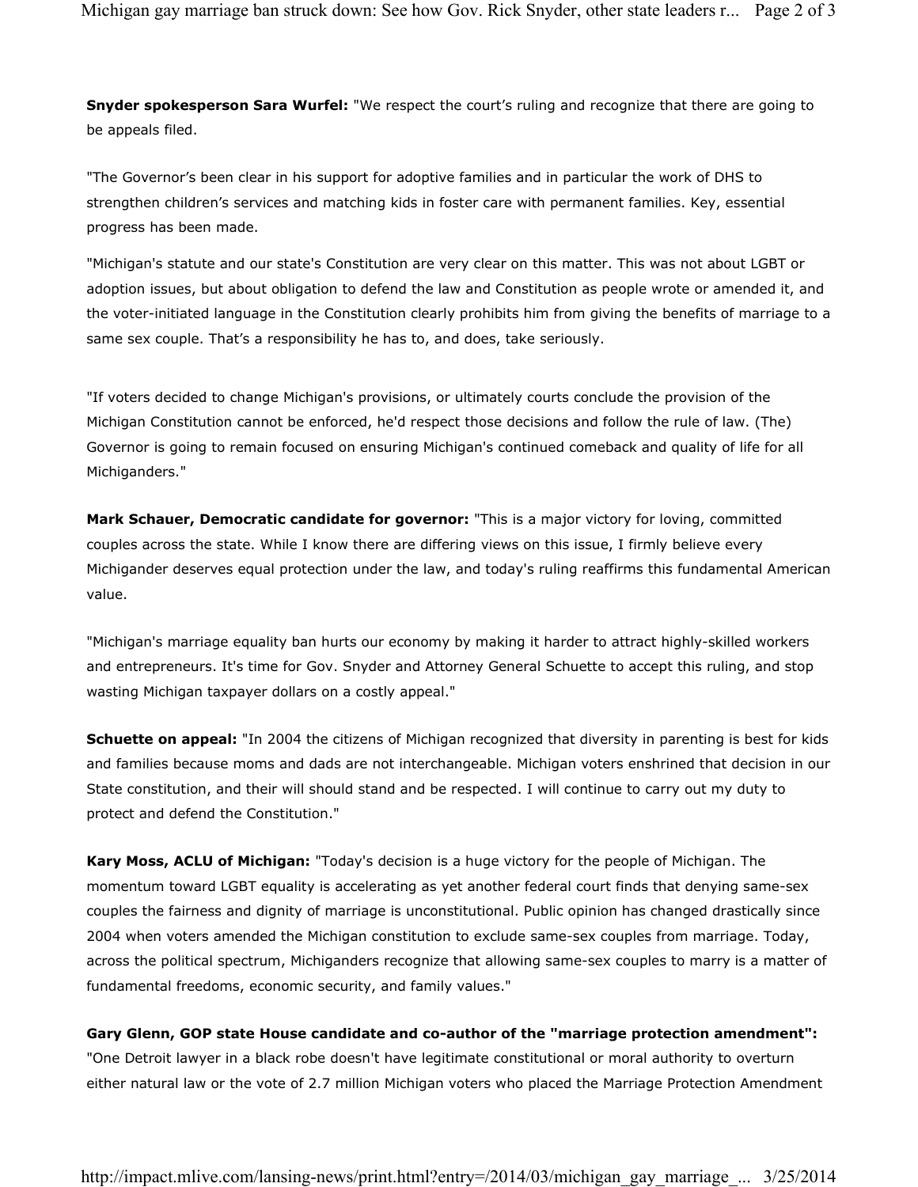**Snyder spokesperson Sara Wurfel:** "We respect the court's ruling and recognize that there are going to be appeals filed.

"The Governor's been clear in his support for adoptive families and in particular the work of DHS to strengthen children's services and matching kids in foster care with permanent families. Key, essential progress has been made.

"Michigan's statute and our state's Constitution are very clear on this matter. This was not about LGBT or adoption issues, but about obligation to defend the law and Constitution as people wrote or amended it, and the voter-initiated language in the Constitution clearly prohibits him from giving the benefits of marriage to a same sex couple. That's a responsibility he has to, and does, take seriously.

"If voters decided to change Michigan's provisions, or ultimately courts conclude the provision of the Michigan Constitution cannot be enforced, he'd respect those decisions and follow the rule of law. (The) Governor is going to remain focused on ensuring Michigan's continued comeback and quality of life for all Michiganders."

**Mark Schauer, Democratic candidate for governor:** "This is a major victory for loving, committed couples across the state. While I know there are differing views on this issue, I firmly believe every Michigander deserves equal protection under the law, and today's ruling reaffirms this fundamental American value.

"Michigan's marriage equality ban hurts our economy by making it harder to attract highly-skilled workers and entrepreneurs. It's time for Gov. Snyder and Attorney General Schuette to accept this ruling, and stop wasting Michigan taxpayer dollars on a costly appeal."

**Schuette on appeal:** "In 2004 the citizens of Michigan recognized that diversity in parenting is best for kids and families because moms and dads are not interchangeable. Michigan voters enshrined that decision in our State constitution, and their will should stand and be respected. I will continue to carry out my duty to protect and defend the Constitution."

**Kary Moss, ACLU of Michigan:** "Today's decision is a huge victory for the people of Michigan. The momentum toward LGBT equality is accelerating as yet another federal court finds that denying same-sex couples the fairness and dignity of marriage is unconstitutional. Public opinion has changed drastically since 2004 when voters amended the Michigan constitution to exclude same-sex couples from marriage. Today, across the political spectrum, Michiganders recognize that allowing same-sex couples to marry is a matter of fundamental freedoms, economic security, and family values."

**Gary Glenn, GOP state House candidate and co-author of the "marriage protection amendment":** "One Detroit lawyer in a black robe doesn't have legitimate constitutional or moral authority to overturn either natural law or the vote of 2.7 million Michigan voters who placed the Marriage Protection Amendment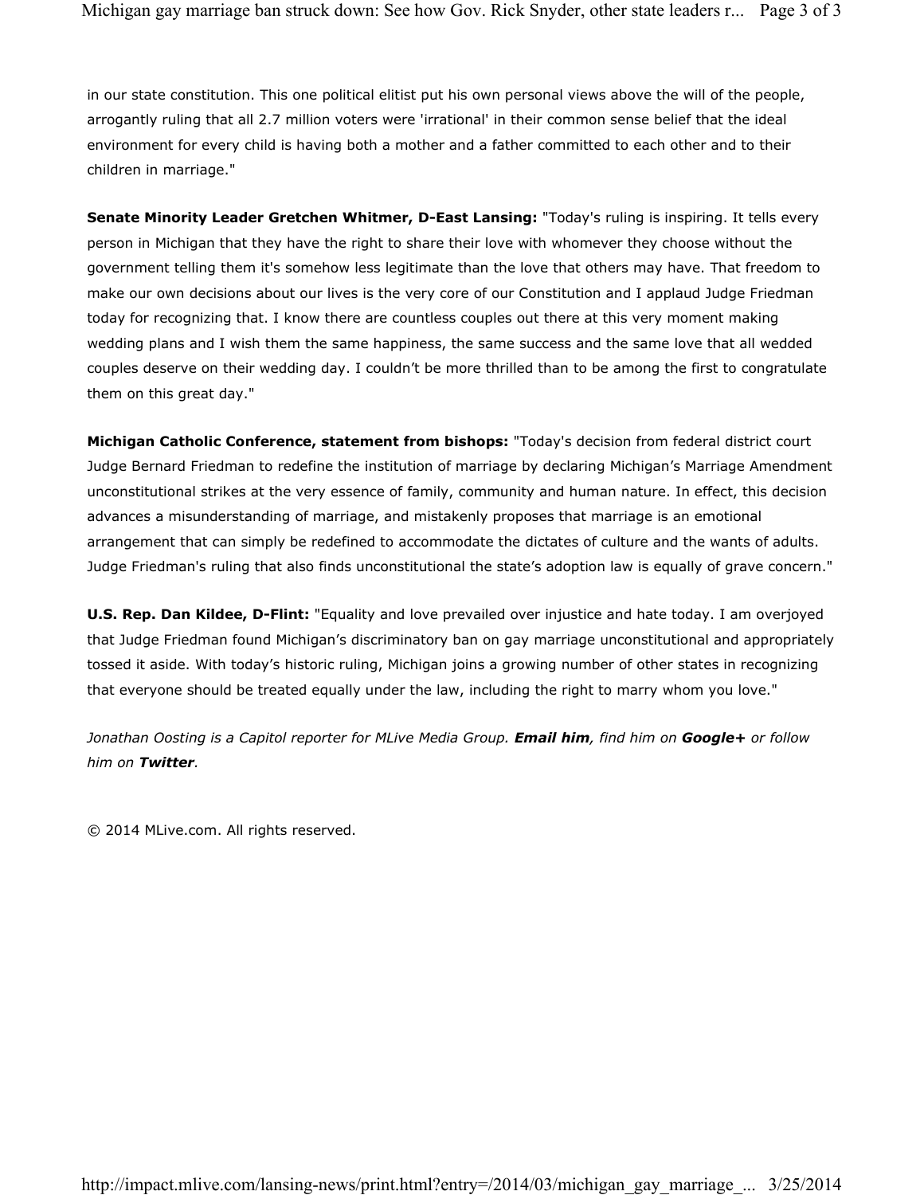in our state constitution. This one political elitist put his own personal views above the will of the people, arrogantly ruling that all 2.7 million voters were 'irrational' in their common sense belief that the ideal environment for every child is having both a mother and a father committed to each other and to their children in marriage."

**Senate Minority Leader Gretchen Whitmer, D-East Lansing:** "Today's ruling is inspiring. It tells every person in Michigan that they have the right to share their love with whomever they choose without the government telling them it's somehow less legitimate than the love that others may have. That freedom to make our own decisions about our lives is the very core of our Constitution and I applaud Judge Friedman today for recognizing that. I know there are countless couples out there at this very moment making wedding plans and I wish them the same happiness, the same success and the same love that all wedded couples deserve on their wedding day. I couldn't be more thrilled than to be among the first to congratulate them on this great day."

**Michigan Catholic Conference, statement from bishops:** "Today's decision from federal district court Judge Bernard Friedman to redefine the institution of marriage by declaring Michigan's Marriage Amendment unconstitutional strikes at the very essence of family, community and human nature. In effect, this decision advances a misunderstanding of marriage, and mistakenly proposes that marriage is an emotional arrangement that can simply be redefined to accommodate the dictates of culture and the wants of adults. Judge Friedman's ruling that also finds unconstitutional the state's adoption law is equally of grave concern."

**U.S. Rep. Dan Kildee, D-Flint:** "Equality and love prevailed over injustice and hate today. I am overjoyed that Judge Friedman found Michigan's discriminatory ban on gay marriage unconstitutional and appropriately tossed it aside. With today's historic ruling, Michigan joins a growing number of other states in recognizing that everyone should be treated equally under the law, including the right to marry whom you love."

*Jonathan Oosting is a Capitol reporter for MLive Media Group.* ***Email him****, find him on* ***Google+*** *or follow him on* ***Twitter****.*

© 2014 MLive.com. All rights reserved.